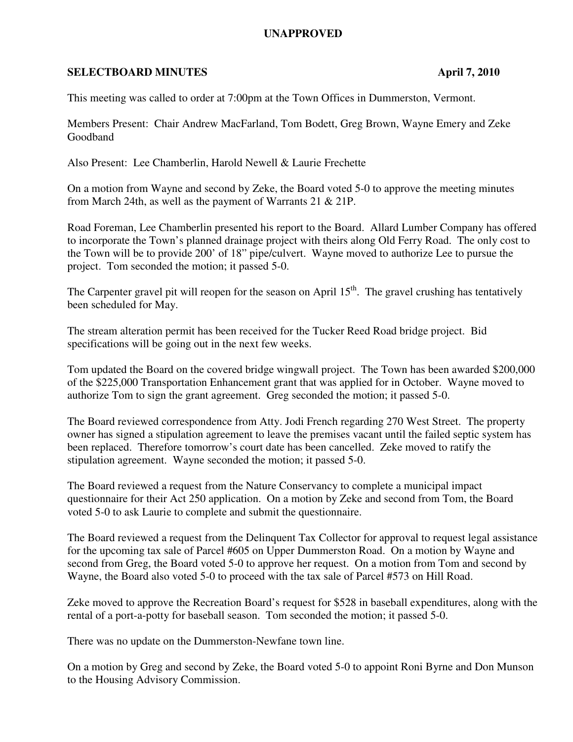**UNAPPROVED**

**SELECTBOARD MINUTES** **April 7, 2010**

This meeting was called to order at 7:00pm at the Town Offices in Dummerston, Vermont.

Members Present: Chair Andrew MacFarland, Tom Bodett, Greg Brown, Wayne Emery and Zeke Goodband

Also Present: Lee Chamberlin, Harold Newell & Laurie Frechette

On a motion from Wayne and second by Zeke, the Board voted 5-0 to approve the meeting minutes from March 24th, as well as the payment of Warrants 21 & 21P.

Road Foreman, Lee Chamberlin presented his report to the Board. Allard Lumber Company has offered to incorporate the Town's planned drainage project with theirs along Old Ferry Road. The only cost to the Town will be to provide 200' of 18" pipe/culvert. Wayne moved to authorize Lee to pursue the project. Tom seconded the motion; it passed 5-0.

The Carpenter gravel pit will reopen for the season on April 15th. The gravel crushing has tentatively been scheduled for May.

The stream alteration permit has been received for the Tucker Reed Road bridge project. Bid specifications will be going out in the next few weeks.

Tom updated the Board on the covered bridge wingwall project. The Town has been awarded $200,000 of the $225,000 Transportation Enhancement grant that was applied for in October. Wayne moved to authorize Tom to sign the grant agreement. Greg seconded the motion; it passed 5-0.

The Board reviewed correspondence from Atty. Jodi French regarding 270 West Street. The property owner has signed a stipulation agreement to leave the premises vacant until the failed septic system has been replaced. Therefore tomorrow's court date has been cancelled. Zeke moved to ratify the stipulation agreement. Wayne seconded the motion; it passed 5-0.

The Board reviewed a request from the Nature Conservancy to complete a municipal impact questionnaire for their Act 250 application. On a motion by Zeke and second from Tom, the Board voted 5-0 to ask Laurie to complete and submit the questionnaire.

The Board reviewed a request from the Delinquent Tax Collector for approval to request legal assistance for the upcoming tax sale of Parcel #605 on Upper Dummerston Road. On a motion by Wayne and second from Greg, the Board voted 5-0 to approve her request. On a motion from Tom and second by Wayne, the Board also voted 5-0 to proceed with the tax sale of Parcel #573 on Hill Road.

Zeke moved to approve the Recreation Board's request for $528 in baseball expenditures, along with the rental of a port-a-potty for baseball season. Tom seconded the motion; it passed 5-0.

There was no update on the Dummerston-Newfane town line.

On a motion by Greg and second by Zeke, the Board voted 5-0 to appoint Roni Byrne and Don Munson to the Housing Advisory Commission.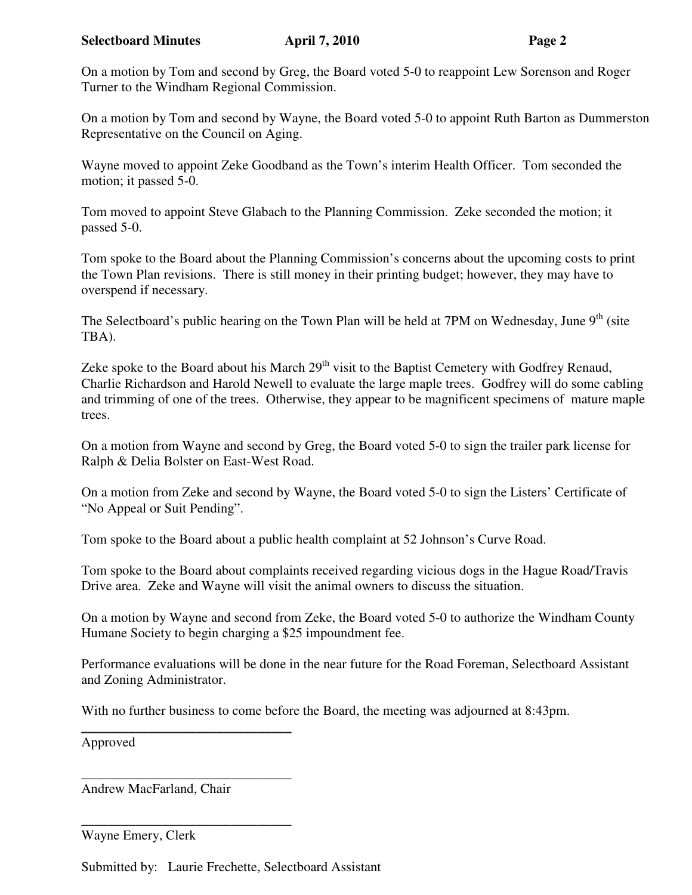On a motion by Tom and second by Greg, the Board voted 5-0 to reappoint Lew Sorenson and Roger Turner to the Windham Regional Commission.

On a motion by Tom and second by Wayne, the Board voted 5-0 to appoint Ruth Barton as Dummerston Representative on the Council on Aging.

Wayne moved to appoint Zeke Goodband as the Town's interim Health Officer. Tom seconded the motion; it passed 5-0.

Tom moved to appoint Steve Glabach to the Planning Commission. Zeke seconded the motion; it passed 5-0.

Tom spoke to the Board about the Planning Commission's concerns about the upcoming costs to print the Town Plan revisions. There is still money in their printing budget; however, they may have to overspend if necessary.

The Selectboard's public hearing on the Town Plan will be held at 7PM on Wednesday, June 9th (site TBA).

Zeke spoke to the Board about his March 29th visit to the Baptist Cemetery with Godfrey Renaud, Charlie Richardson and Harold Newell to evaluate the large maple trees. Godfrey will do some cabling and trimming of one of the trees. Otherwise, they appear to be magnificent specimens of mature maple trees.

On a motion from Wayne and second by Greg, the Board voted 5-0 to sign the trailer park license for Ralph & Delia Bolster on East-West Road.

On a motion from Zeke and second by Wayne, the Board voted 5-0 to sign the Listers' Certificate of "No Appeal or Suit Pending".

Tom spoke to the Board about a public health complaint at 52 Johnson's Curve Road.

Tom spoke to the Board about complaints received regarding vicious dogs in the Hague Road/Travis Drive area. Zeke and Wayne will visit the animal owners to discuss the situation.

On a motion by Wayne and second from Zeke, the Board voted 5-0 to authorize the Windham County Humane Society to begin charging a $25 impoundment fee.

Performance evaluations will be done in the near future for the Road Foreman, Selectboard Assistant and Zoning Administrator.

With no further business to come before the Board, the meeting was adjourned at 8:43pm.

_______________________________
Approved

_______________________________
Andrew MacFarland, Chair

_______________________________
Wayne Emery, Clerk

Submitted by: Laurie Frechette, Selectboard Assistant